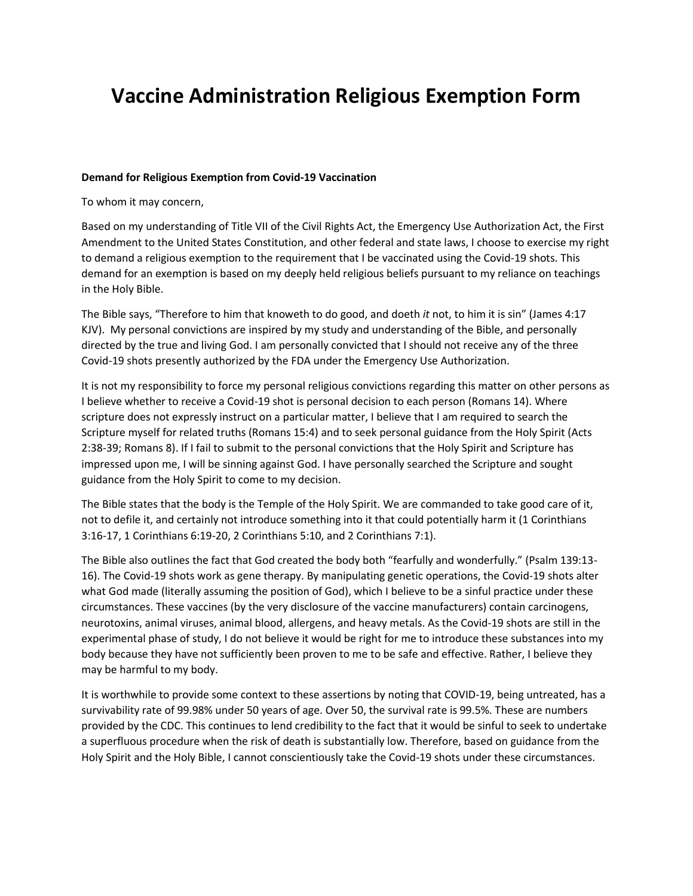# Vaccine Administration Religious Exemption Form

**Demand for Religious Exemption from Covid-19 Vaccination**

To whom it may concern,

Based on my understanding of Title VII of the Civil Rights Act, the Emergency Use Authorization Act, the First Amendment to the United States Constitution, and other federal and state laws, I choose to exercise my right to demand a religious exemption to the requirement that I be vaccinated using the Covid-19 shots. This demand for an exemption is based on my deeply held religious beliefs pursuant to my reliance on teachings in the Holy Bible.

The Bible says, "Therefore to him that knoweth to do good, and doeth *it* not, to him it is sin" (James 4:17 KJV). My personal convictions are inspired by my study and understanding of the Bible, and personally directed by the true and living God. I am personally convicted that I should not receive any of the three Covid-19 shots presently authorized by the FDA under the Emergency Use Authorization.

It is not my responsibility to force my personal religious convictions regarding this matter on other persons as I believe whether to receive a Covid-19 shot is personal decision to each person (Romans 14). Where scripture does not expressly instruct on a particular matter, I believe that I am required to search the Scripture myself for related truths (Romans 15:4) and to seek personal guidance from the Holy Spirit (Acts 2:38-39; Romans 8). If I fail to submit to the personal convictions that the Holy Spirit and Scripture has impressed upon me, I will be sinning against God. I have personally searched the Scripture and sought guidance from the Holy Spirit to come to my decision.

The Bible states that the body is the Temple of the Holy Spirit. We are commanded to take good care of it, not to defile it, and certainly not introduce something into it that could potentially harm it (1 Corinthians 3:16-17, 1 Corinthians 6:19-20, 2 Corinthians 5:10, and 2 Corinthians 7:1).

The Bible also outlines the fact that God created the body both "fearfully and wonderfully." (Psalm 139:13-16). The Covid-19 shots work as gene therapy. By manipulating genetic operations, the Covid-19 shots alter what God made (literally assuming the position of God), which I believe to be a sinful practice under these circumstances. These vaccines (by the very disclosure of the vaccine manufacturers) contain carcinogens, neurotoxins, animal viruses, animal blood, allergens, and heavy metals. As the Covid-19 shots are still in the experimental phase of study, I do not believe it would be right for me to introduce these substances into my body because they have not sufficiently been proven to me to be safe and effective. Rather, I believe they may be harmful to my body.

It is worthwhile to provide some context to these assertions by noting that COVID-19, being untreated, has a survivability rate of 99.98% under 50 years of age. Over 50, the survival rate is 99.5%. These are numbers provided by the CDC. This continues to lend credibility to the fact that it would be sinful to seek to undertake a superfluous procedure when the risk of death is substantially low. Therefore, based on guidance from the Holy Spirit and the Holy Bible, I cannot conscientiously take the Covid-19 shots under these circumstances.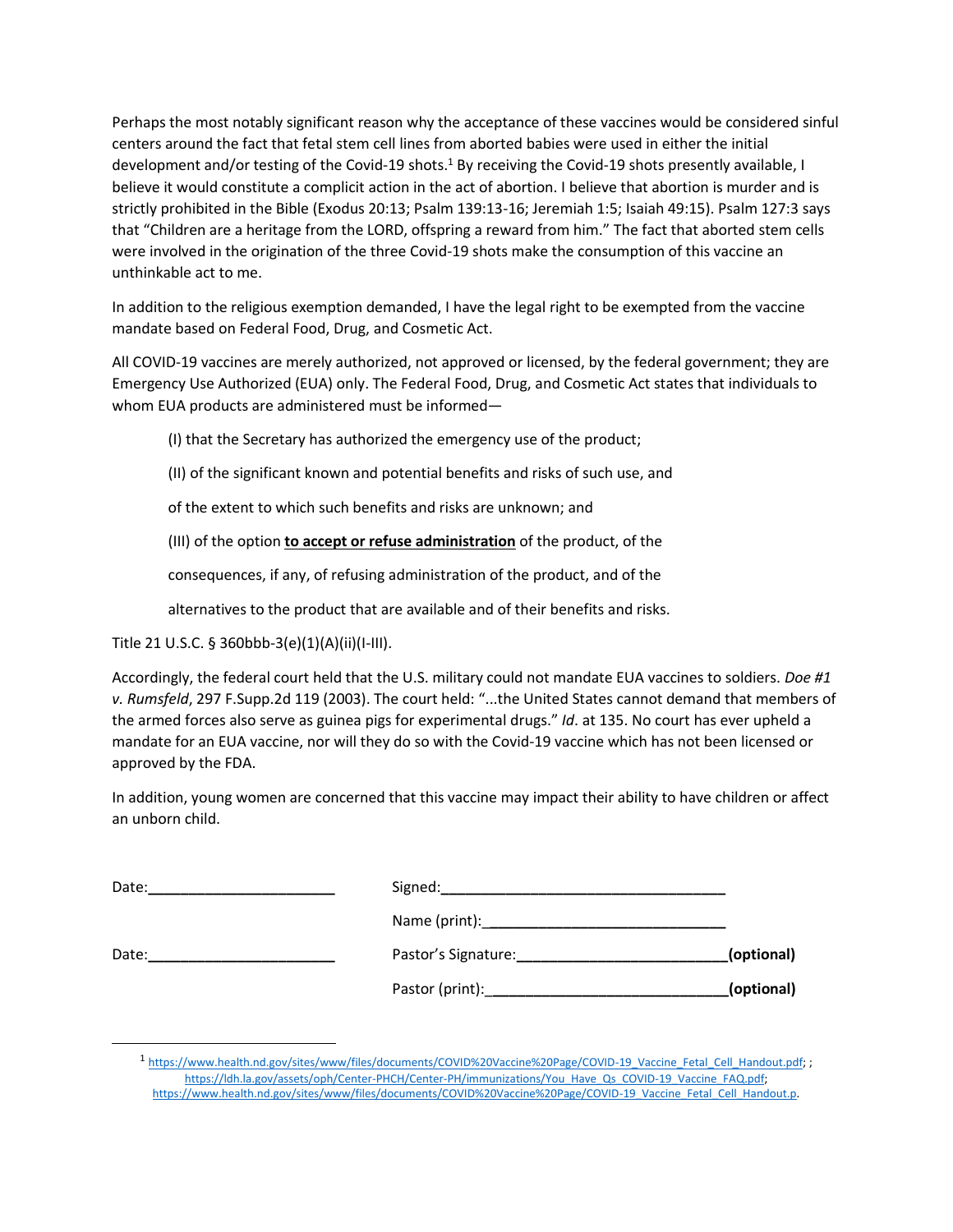Perhaps the most notably significant reason why the acceptance of these vaccines would be considered sinful centers around the fact that fetal stem cell lines from aborted babies were used in either the initial development and/or testing of the Covid-19 shots.[1] By receiving the Covid-19 shots presently available, I believe it would constitute a complicit action in the act of abortion. I believe that abortion is murder and is strictly prohibited in the Bible (Exodus 20:13; Psalm 139:13-16; Jeremiah 1:5; Isaiah 49:15). Psalm 127:3 says that "Children are a heritage from the LORD, offspring a reward from him." The fact that aborted stem cells were involved in the origination of the three Covid-19 shots make the consumption of this vaccine an unthinkable act to me.

In addition to the religious exemption demanded, I have the legal right to be exempted from the vaccine mandate based on Federal Food, Drug, and Cosmetic Act.

All COVID-19 vaccines are merely authorized, not approved or licensed, by the federal government; they are Emergency Use Authorized (EUA) only. The Federal Food, Drug, and Cosmetic Act states that individuals to whom EUA products are administered must be informed—

> (I) that the Secretary has authorized the emergency use of the product;
>
> (II) of the significant known and potential benefits and risks of such use, and of the extent to which such benefits and risks are unknown; and
>
> (III) of the option **to accept or refuse administration** of the product, of the consequences, if any, of refusing administration of the product, and of the alternatives to the product that are available and of their benefits and risks.

Title 21 U.S.C. § 360bbb-3(e)(1)(A)(ii)(I-III).

Accordingly, the federal court held that the U.S. military could not mandate EUA vaccines to soldiers. *Doe #1 v. Rumsfeld*, 297 F.Supp.2d 119 (2003). The court held: "...the United States cannot demand that members of the armed forces also serve as guinea pigs for experimental drugs." *Id*. at 135. No court has ever upheld a mandate for an EUA vaccine, nor will they do so with the Covid-19 vaccine which has not been licensed or approved by the FDA.

In addition, young women are concerned that this vaccine may impact their ability to have children or affect an unborn child.

Date:______________________ Signed:__________________________________

Name (print):____________________________

Date:______________________ Pastor's Signature:________________________**(optional)**

Pastor (print):____________________________**(optional)**

---

[1] https://www.health.nd.gov/sites/www/files/documents/COVID%20Vaccine%20Page/COVID-19_Vaccine_Fetal_Cell_Handout.pdf; ; https://ldh.la.gov/assets/oph/Center-PHCH/Center-PH/immunizations/You_Have_Qs_COVID-19_Vaccine_FAQ.pdf; https://www.health.nd.gov/sites/www/files/documents/COVID%20Vaccine%20Page/COVID-19_Vaccine_Fetal_Cell_Handout.p.